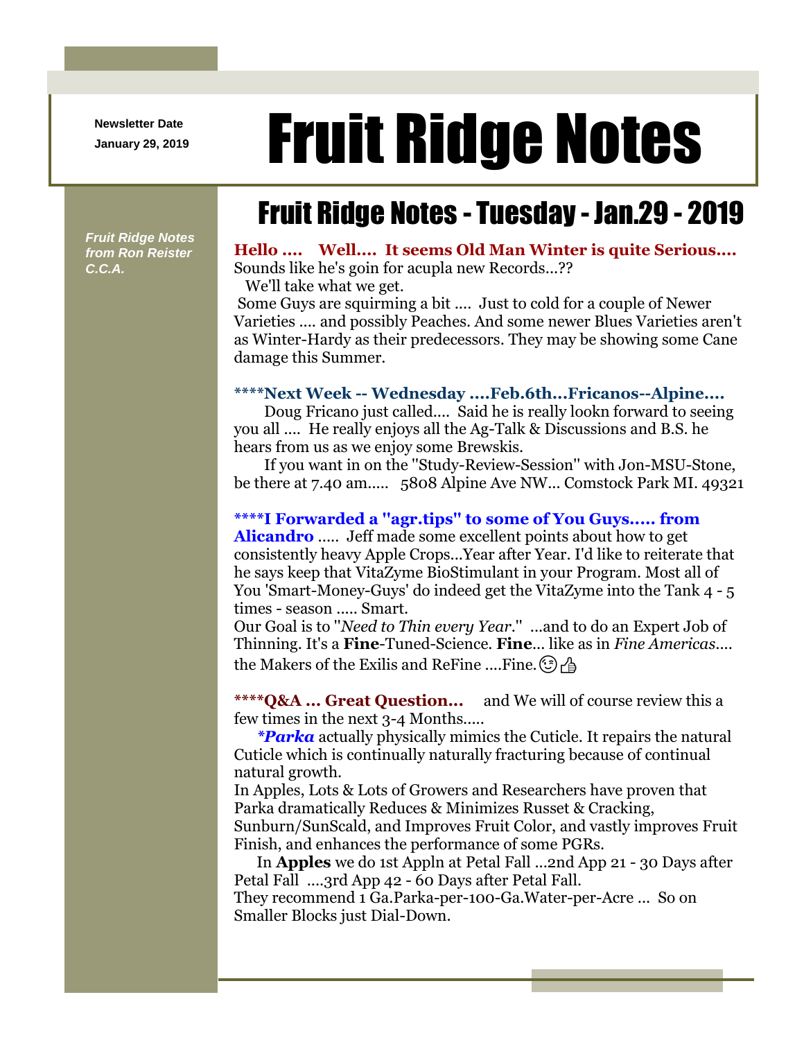Newsletter Date
January 29, 2019

# Fruit Ridge Notes

*Fruit Ridge Notes from Ron Reister C.C.A.*

## Fruit Ridge Notes - Tuesday - Jan.29 - 2019

**Hello .... Well.... It seems Old Man Winter is quite Serious....**
Sounds like he's goin for acupla new Records...??
We'll take what we get.
Some Guys are squirming a bit .... Just to cold for a couple of Newer Varieties .... and possibly Peaches. And some newer Blues Varieties aren't as Winter-Hardy as their predecessors. They may be showing some Cane damage this Summer.

**\*\*\*\*Next Week -- Wednesday ....Feb.6th...Fricanos--Alpine....**
Doug Fricano just called.... Said he is really lookn forward to seeing you all .... He really enjoys all the Ag-Talk & Discussions and B.S. he hears from us as we enjoy some Brewskis.
If you want in on the "Study-Review-Session" with Jon-MSU-Stone, be there at 7.40 am..... 5808 Alpine Ave NW... Comstock Park MI. 49321

**\*\*\*\*I Forwarded a "agr.tips" to some of You Guys..... from Alicandro** ..... Jeff made some excellent points about how to get consistently heavy Apple Crops...Year after Year. I'd like to reiterate that he says keep that VitaZyme BioStimulant in your Program. Most all of You 'Smart-Money-Guys' do indeed get the VitaZyme into the Tank 4 - 5 times - season ..... Smart.
Our Goal is to "*Need to Thin every Year*." ...and to do an Expert Job of Thinning. It's a **Fine**-Tuned-Science. **Fine**... like as in *Fine Americas*.... the Makers of the Exilis and ReFine ....Fine.😉👍

**\*\*\*\*Q&A ... Great Question...** and We will of course review this a few times in the next 3-4 Months.....
***Parka*** actually physically mimics the Cuticle. It repairs the natural Cuticle which is continually naturally fracturing because of continual natural growth.
In Apples, Lots & Lots of Growers and Researchers have proven that Parka dramatically Reduces & Minimizes Russet & Cracking, Sunburn/SunScald, and Improves Fruit Color, and vastly improves Fruit Finish, and enhances the performance of some PGRs.
In **Apples** we do 1st Appln at Petal Fall ...2nd App 21 - 30 Days after Petal Fall ....3rd App 42 - 60 Days after Petal Fall.
They recommend 1 Ga.Parka-per-100-Ga.Water-per-Acre ... So on Smaller Blocks just Dial-Down.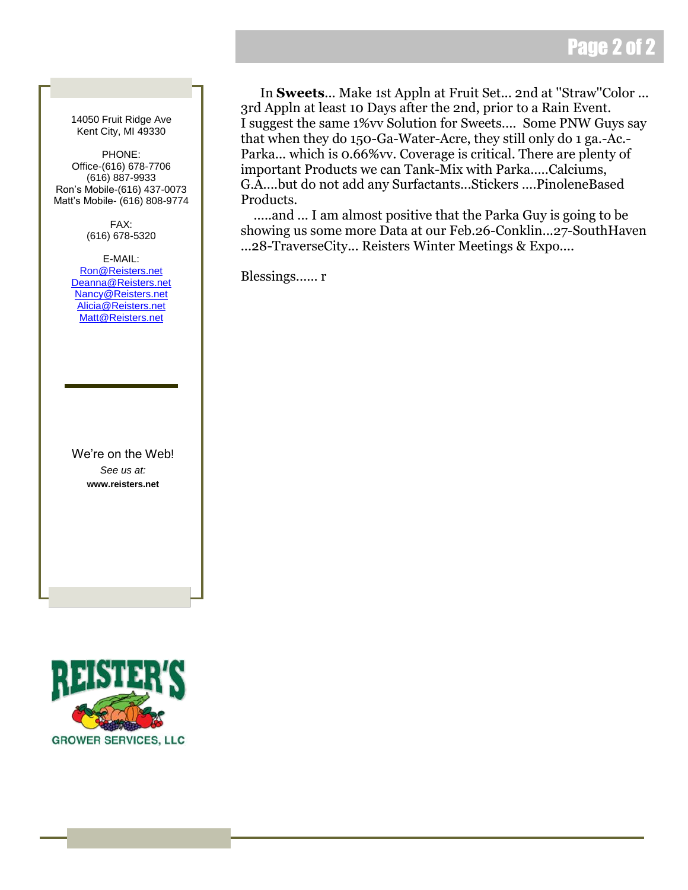In **Sweets**... Make 1st Appln at Fruit Set... 2nd at "Straw"Color ... 3rd Appln at least 10 Days after the 2nd, prior to a Rain Event. I suggest the same 1%vv Solution for Sweets.... Some PNW Guys say that when they do 150-Ga-Water-Acre, they still only do 1 ga.-Ac.-Parka... which is 0.66%vv. Coverage is critical. There are plenty of important Products we can Tank-Mix with Parka.....Calciums, G.A....but do not add any Surfactants...Stickers ....PinoleneBased Products.

.....and ... I am almost positive that the Parka Guy is going to be showing us some more Data at our Feb.26-Conklin...27-SouthHaven ...28-TraverseCity... Reisters Winter Meetings & Expo....

Blessings...... r

14050 Fruit Ridge Ave
Kent City, MI 49330

PHONE:
Office-(616) 678-7706
(616) 887-9933
Ron's Mobile-(616) 437-0073
Matt's Mobile- (616) 808-9774

FAX:
(616) 678-5320

E-MAIL:
Ron@Reisters.net
Deanna@Reisters.net
Nancy@Reisters.net
Alicia@Reisters.net
Matt@Reisters.net

We're on the Web!
*See us at:*
**www.reisters.net**

REISTER'S
GROWER SERVICES, LLC